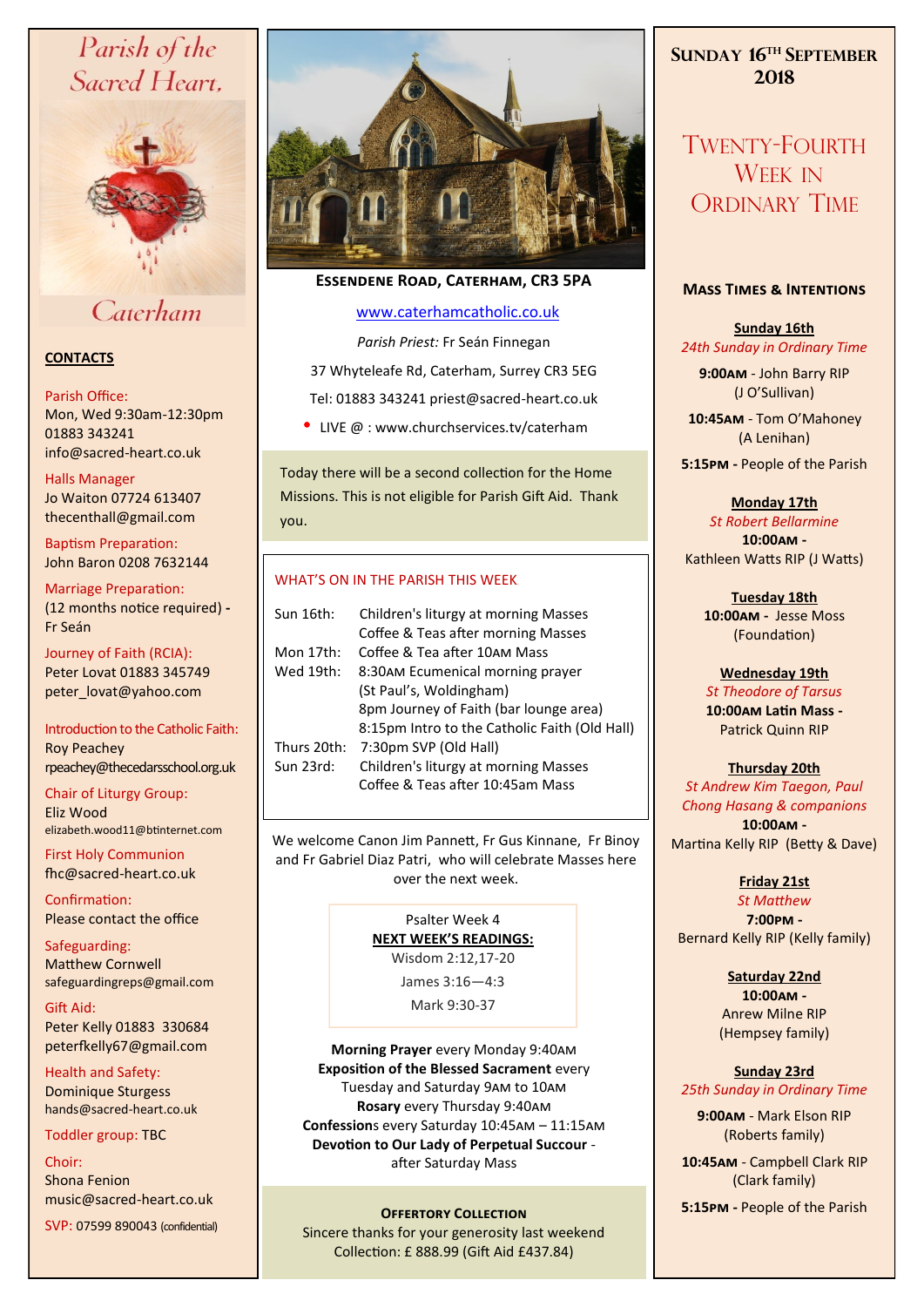# Parish of the Sacred Heart, Caterham

## CONTACTS

Parish Office:
Mon, Wed 9:30am-12:30pm
01883 343241
info@sacred-heart.co.uk

Halls Manager
Jo Waiton 07724 613407
thecenthall@gmail.com

Baptism Preparation:
John Baron 0208 7632144

Marriage Preparation:
(12 months notice required) - Fr Seán

Journey of Faith (RCIA):
Peter Lovat 01883 345749
peter_lovat@yahoo.com

Introduction to the Catholic Faith:
Roy Peachey
rpeachey@thecedarsschool.org.uk

Chair of Liturgy Group:
Eliz Wood
elizabeth.wood11@btinternet.com

First Holy Communion
fhc@sacred-heart.co.uk

Confirmation:
Please contact the office

Safeguarding:
Matthew Cornwell
safeguardingreps@gmail.com

Gift Aid:
Peter Kelly 01883 330684
peterfkelly67@gmail.com

Health and Safety:
Dominique Sturgess
hands@sacred-heart.co.uk

Toddler group: TBC

Choir:
Shona Fenion
music@sacred-heart.co.uk

SVP: 07599 890043 (confidential)

---

**Essendene Road, Caterham, CR3 5PA**

www.caterhamcatholic.co.uk

*Parish Priest:* Fr Seán Finnegan

37 Whyteleafe Rd, Caterham, Surrey CR3 5EG

Tel: 01883 343241 priest@sacred-heart.co.uk

- LIVE @ : www.churchservices.tv/caterham

Today there will be a second collection for the Home Missions. This is not eligible for Parish Gift Aid. Thank you.

### WHAT'S ON IN THE PARISH THIS WEEK

| | |
|---|---|
| Sun 16th: | Children's liturgy at morning Masses<br>Coffee & Teas after morning Masses |
| Mon 17th: | Coffee & Tea after 10AM Mass |
| Wed 19th: | 8:30AM Ecumenical morning prayer (St Paul's, Woldingham)<br>8pm Journey of Faith (bar lounge area)<br>8:15pm Intro to the Catholic Faith (Old Hall) |
| Thurs 20th: | 7:30pm SVP (Old Hall) |
| Sun 23rd: | Children's liturgy at morning Masses<br>Coffee & Teas after 10:45am Mass |

We welcome Canon Jim Pannett, Fr Gus Kinnane, Fr Binoy and Fr Gabriel Diaz Patri, who will celebrate Masses here over the next week.

Psalter Week 4

**NEXT WEEK'S READINGS:**

Wisdom 2:12,17-20

James 3:16—4:3

Mark 9:30-37

**Morning Prayer** every Monday 9:40AM
**Exposition of the Blessed Sacrament** every Tuesday and Saturday 9AM to 10AM
**Rosary** every Thursday 9:40AM
**Confessions** every Saturday 10:45AM – 11:15AM
**Devotion to Our Lady of Perpetual Succour** - after Saturday Mass

**Offertory Collection**
Sincere thanks for your generosity last weekend
Collection: £ 888.99 (Gift Aid £437.84)

---

## Sunday 16th September 2018

## Twenty-Fourth Week in Ordinary Time

### Mass Times & Intentions

**Sunday 16th**
*24th Sunday in Ordinary Time*
**9:00AM** - John Barry RIP (J O'Sullivan)
**10:45AM** - Tom O'Mahoney (A Lenihan)
**5:15PM** - People of the Parish

**Monday 17th**
*St Robert Bellarmine*
**10:00AM** - Kathleen Watts RIP (J Watts)

**Tuesday 18th**
**10:00AM** - Jesse Moss (Foundation)

**Wednesday 19th**
*St Theodore of Tarsus*
**10:00AM Latin Mass** - Patrick Quinn RIP

**Thursday 20th**
*St Andrew Kim Taegon, Paul Chong Hasang & companions*
**10:00AM** - Martina Kelly RIP (Betty & Dave)

**Friday 21st**
*St Matthew*
**7:00PM** - Bernard Kelly RIP (Kelly family)

**Saturday 22nd**
**10:00AM** - Anrew Milne RIP (Hempsey family)

**Sunday 23rd**
*25th Sunday in Ordinary Time*
**9:00AM** - Mark Elson RIP (Roberts family)
**10:45AM** - Campbell Clark RIP (Clark family)
**5:15PM** - People of the Parish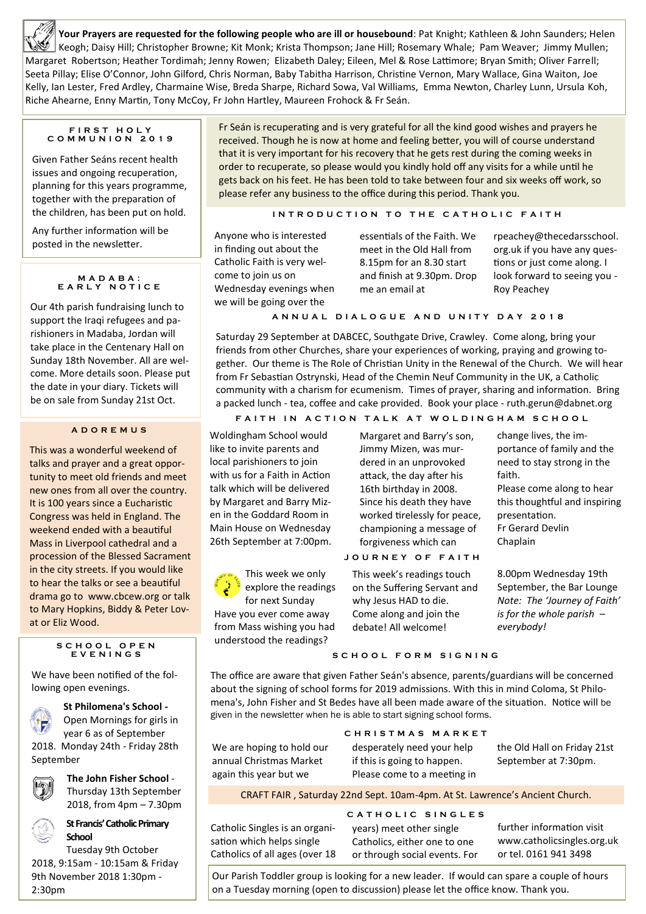**Your Prayers are requested for the following people who are ill or housebound**: Pat Knight; Kathleen & John Saunders; Helen Keogh; Daisy Hill; Christopher Browne; Kit Monk; Krista Thompson; Jane Hill; Rosemary Whale; Pam Weaver; Jimmy Mullen; Margaret Robertson; Heather Tordimah; Jenny Rowen; Elizabeth Daley; Eileen, Mel & Rose Lattimore; Bryan Smith; Oliver Farrell; Seeta Pillay; Elise O'Connor, John Gilford, Chris Norman, Baby Tabitha Harrison, Christine Vernon, Mary Wallace, Gina Waiton, Joe Kelly, Ian Lester, Fred Ardley, Charmaine Wise, Breda Sharpe, Richard Sowa, Val Williams, Emma Newton, Charley Lunn, Ursula Koh, Riche Ahearne, Enny Martin, Tony McCoy, Fr John Hartley, Maureen Frohock & Fr Seán.

## FIRST HOLY COMMUNION 2019

Given Father Seáns recent health issues and ongoing recuperation, planning for this years programme, together with the preparation of the children, has been put on hold.

Any further information will be posted in the newsletter.

## MADABA: EARLY NOTICE

Our 4th parish fundraising lunch to support the Iraqi refugees and parishioners in Madaba, Jordan will take place in the Centenary Hall on Sunday 18th November. All are welcome. More details soon. Please put the date in your diary. Tickets will be on sale from Sunday 21st Oct.

## ADOREMUS

This was a wonderful weekend of talks and prayer and a great opportunity to meet old friends and meet new ones from all over the country. It is 100 years since a Eucharistic Congress was held in England. The weekend ended with a beautiful Mass in Liverpool cathedral and a procession of the Blessed Sacrament in the city streets. If you would like to hear the talks or see a beautiful drama go to www.cbcew.org or talk to Mary Hopkins, Biddy & Peter Lovat or Eliz Wood.

## SCHOOL OPEN EVENINGS

We have been notified of the following open evenings.

**St Philomena's School -** Open Mornings for girls in year 6 as of September 2018. Monday 24th - Friday 28th September

**The John Fisher School** - Thursday 13th September 2018, from 4pm – 7.30pm

**St Francis' Catholic Primary School** Tuesday 9th October 2018, 9:15am - 10:15am & Friday 9th November 2018 1:30pm - 2:30pm

Fr Seán is recuperating and is very grateful for all the kind good wishes and prayers he received. Though he is now at home and feeling better, you will of course understand that it is very important for his recovery that he gets rest during the coming weeks in order to recuperate, so please would you kindly hold off any visits for a while until he gets back on his feet. He has been told to take between four and six weeks off work, so please refer any business to the office during this period. Thank you.

## INTRODUCTION TO THE CATHOLIC FAITH

Anyone who is interested in finding out about the Catholic Faith is very welcome to join us on Wednesday evenings when we will be going over the essentials of the Faith. We meet in the Old Hall from 8.15pm for an 8.30 start and finish at 9.30pm. Drop me an email at rpeachey@thecedarsschool.org.uk if you have any questions or just come along. I look forward to seeing you - Roy Peachey

## ANNUAL DIALOGUE AND UNITY DAY 2018

Saturday 29 September at DABCEC, Southgate Drive, Crawley. Come along, bring your friends from other Churches, share your experiences of working, praying and growing together. Our theme is The Role of Christian Unity in the Renewal of the Church. We will hear from Fr Sebastian Ostrynski, Head of the Chemin Neuf Community in the UK, a Catholic community with a charism for ecumenism. Times of prayer, sharing and information. Bring a packed lunch - tea, coffee and cake provided. Book your place - ruth.gerun@dabnet.org

## FAITH IN ACTION TALK AT WOLDINGHAM SCHOOL

Woldingham School would like to invite parents and local parishioners to join with us for a Faith in Action talk which will be delivered by Margaret and Barry Mizen in the Goddard Room in Main House on Wednesday 26th September at 7:00pm. Margaret and Barry's son, Jimmy Mizen, was murdered in an unprovoked attack, the day after his 16th birthday in 2008. Since his death they have worked tirelessly for peace, championing a message of forgiveness which can change lives, the importance of family and the need to stay strong in the faith.

Please come along to hear this thoughtful and inspiring presentation.

Fr Gerard Devlin
Chaplain

## JOURNEY OF FAITH

This week we only explore the readings for next Sunday

Have you ever come away from Mass wishing you had understood the readings? This week's readings touch on the Suffering Servant and why Jesus HAD to die. Come along and join the debate! All welcome!

8.00pm Wednesday 19th September, the Bar Lounge

*Note: The 'Journey of Faith' is for the whole parish – everybody!*

## SCHOOL FORM SIGNING

The office are aware that given Father Seán's absence, parents/guardians will be concerned about the signing of school forms for 2019 admissions. With this in mind Coloma, St Philomena's, John Fisher and St Bedes have all been made aware of the situation. Notice will be given in the newsletter when he is able to start signing school forms.

## CHRISTMAS MARKET

We are hoping to hold our annual Christmas Market again this year but we desperately need your help if this is going to happen. Please come to a meeting in the Old Hall on Friday 21st September at 7:30pm.

CRAFT FAIR , Saturday 22nd Sept. 10am-4pm. At St. Lawrence's Ancient Church.

## CATHOLIC SINGLES

Catholic Singles is an organisation which helps single Catholics of all ages (over 18 years) meet other single Catholics, either one to one or through social events. For further information visit www.catholicsingles.org.uk or tel. 0161 941 3498

Our Parish Toddler group is looking for a new leader. If would can spare a couple of hours on a Tuesday morning (open to discussion) please let the office know. Thank you.